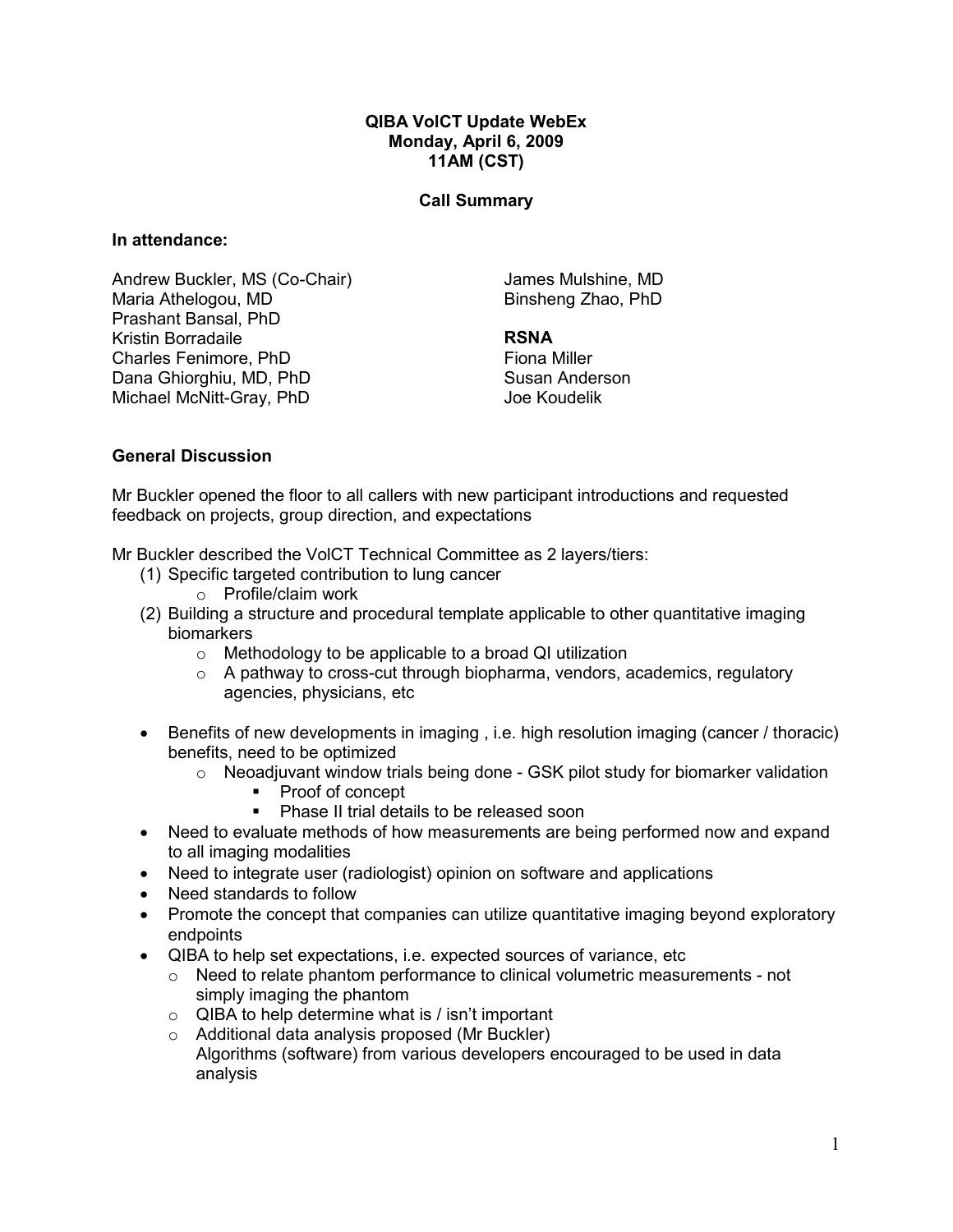**QIBA VolCT Update WebEx**
**Monday, April 6, 2009**
**11AM (CST)**

**Call Summary**

**In attendance:**

Andrew Buckler, MS (Co-Chair)
Maria Athelogou, MD
Prashant Bansal, PhD
Kristin Borradaile
Charles Fenimore, PhD
Dana Ghiorghiu, MD, PhD
Michael McNitt-Gray, PhD
James Mulshine, MD
Binsheng Zhao, PhD

**RSNA**
Fiona Miller
Susan Anderson
Joe Koudelik

**General Discussion**

Mr Buckler opened the floor to all callers with new participant introductions and requested feedback on projects, group direction, and expectations

Mr Buckler described the VolCT Technical Committee as 2 layers/tiers:

(1) Specific targeted contribution to lung cancer
   - Profile/claim work
(2) Building a structure and procedural template applicable to other quantitative imaging biomarkers
   - Methodology to be applicable to a broad QI utilization
   - A pathway to cross-cut through biopharma, vendors, academics, regulatory agencies, physicians, etc

- Benefits of new developments in imaging , i.e. high resolution imaging (cancer / thoracic) benefits, need to be optimized
  - Neoadjuvant window trials being done - GSK pilot study for biomarker validation
    - Proof of concept
    - Phase II trial details to be released soon
- Need to evaluate methods of how measurements are being performed now and expand to all imaging modalities
- Need to integrate user (radiologist) opinion on software and applications
- Need standards to follow
- Promote the concept that companies can utilize quantitative imaging beyond exploratory endpoints
- QIBA to help set expectations, i.e. expected sources of variance, etc
  - Need to relate phantom performance to clinical volumetric measurements - not simply imaging the phantom
  - QIBA to help determine what is / isn't important
  - Additional data analysis proposed (Mr Buckler)
    Algorithms (software) from various developers encouraged to be used in data analysis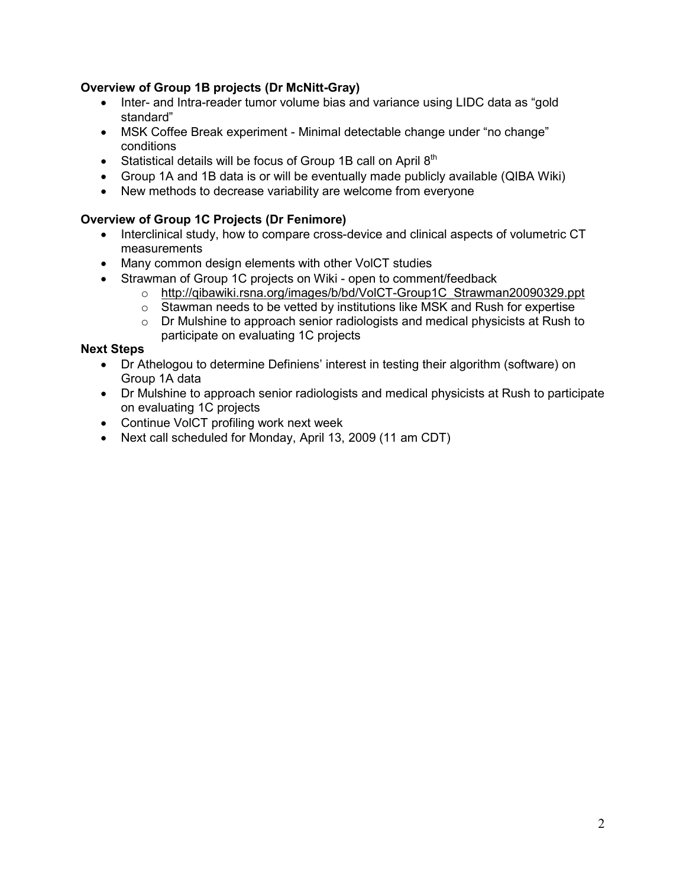**Overview of Group 1B projects (Dr McNitt-Gray)**

- Inter- and Intra-reader tumor volume bias and variance using LIDC data as "gold standard"
- MSK Coffee Break experiment - Minimal detectable change under "no change" conditions
- Statistical details will be focus of Group 1B call on April 8th
- Group 1A and 1B data is or will be eventually made publicly available (QIBA Wiki)
- New methods to decrease variability are welcome from everyone

**Overview of Group 1C Projects (Dr Fenimore)**

- Interclinical study, how to compare cross-device and clinical aspects of volumetric CT measurements
- Many common design elements with other VolCT studies
- Strawman of Group 1C projects on Wiki - open to comment/feedback
  - http://qibawiki.rsna.org/images/b/bd/VolCT-Group1C_Strawman20090329.ppt
  - Stawman needs to be vetted by institutions like MSK and Rush for expertise
  - Dr Mulshine to approach senior radiologists and medical physicists at Rush to participate on evaluating 1C projects

**Next Steps**

- Dr Athelogou to determine Definiens' interest in testing their algorithm (software) on Group 1A data
- Dr Mulshine to approach senior radiologists and medical physicists at Rush to participate on evaluating 1C projects
- Continue VolCT profiling work next week
- Next call scheduled for Monday, April 13, 2009 (11 am CDT)